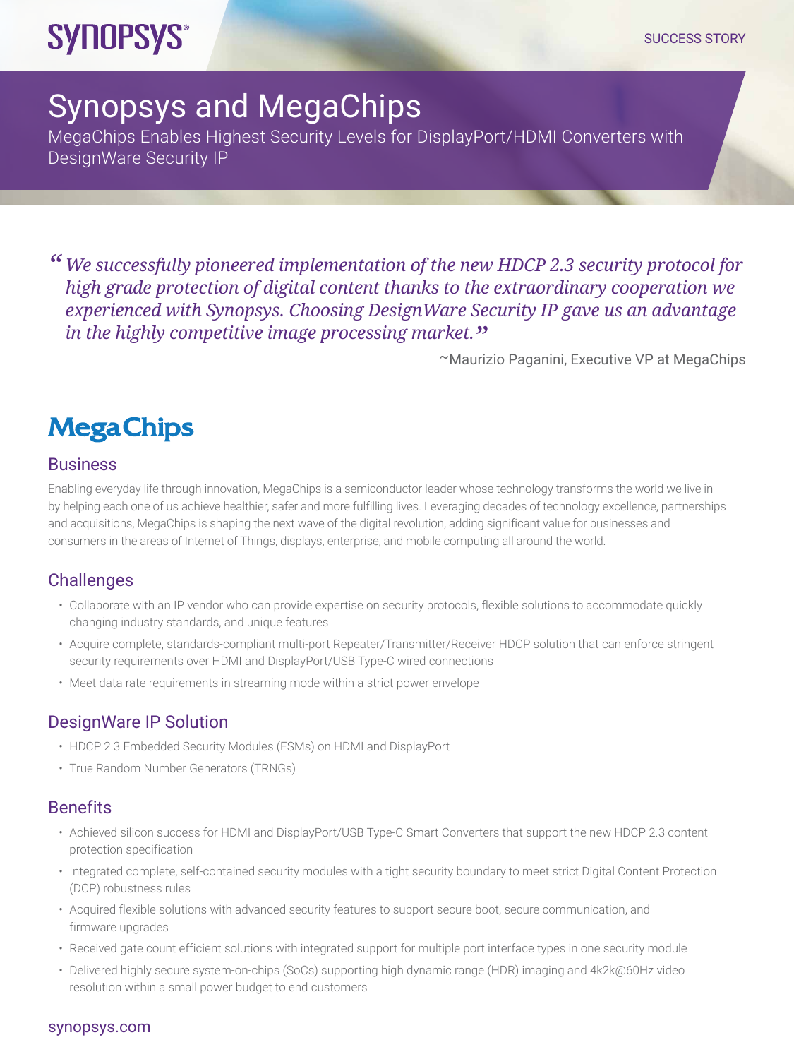SYNOPSYS®

SUCCESS STORY

# Synopsys and MegaChips

MegaChips Enables Highest Security Levels for DisplayPort/HDMI Converters with DesignWare Security IP

*"We successfully pioneered implementation of the new HDCP 2.3 security protocol for high grade protection of digital content thanks to the extraordinary cooperation we experienced with Synopsys. Choosing DesignWare Security IP gave us an advantage in the highly competitive image processing market."*

~Maurizio Paganini, Executive VP at MegaChips

MegaChips

## Business

Enabling everyday life through innovation, MegaChips is a semiconductor leader whose technology transforms the world we live in by helping each one of us achieve healthier, safer and more fulfilling lives. Leveraging decades of technology excellence, partnerships and acquisitions, MegaChips is shaping the next wave of the digital revolution, adding significant value for businesses and consumers in the areas of Internet of Things, displays, enterprise, and mobile computing all around the world.

## Challenges

- Collaborate with an IP vendor who can provide expertise on security protocols, flexible solutions to accommodate quickly changing industry standards, and unique features
- Acquire complete, standards-compliant multi-port Repeater/Transmitter/Receiver HDCP solution that can enforce stringent security requirements over HDMI and DisplayPort/USB Type-C wired connections
- Meet data rate requirements in streaming mode within a strict power envelope

## DesignWare IP Solution

- HDCP 2.3 Embedded Security Modules (ESMs) on HDMI and DisplayPort
- True Random Number Generators (TRNGs)

## Benefits

- Achieved silicon success for HDMI and DisplayPort/USB Type-C Smart Converters that support the new HDCP 2.3 content protection specification
- Integrated complete, self-contained security modules with a tight security boundary to meet strict Digital Content Protection (DCP) robustness rules
- Acquired flexible solutions with advanced security features to support secure boot, secure communication, and firmware upgrades
- Received gate count efficient solutions with integrated support for multiple port interface types in one security module
- Delivered highly secure system-on-chips (SoCs) supporting high dynamic range (HDR) imaging and 4k2k@60Hz video resolution within a small power budget to end customers

synopsys.com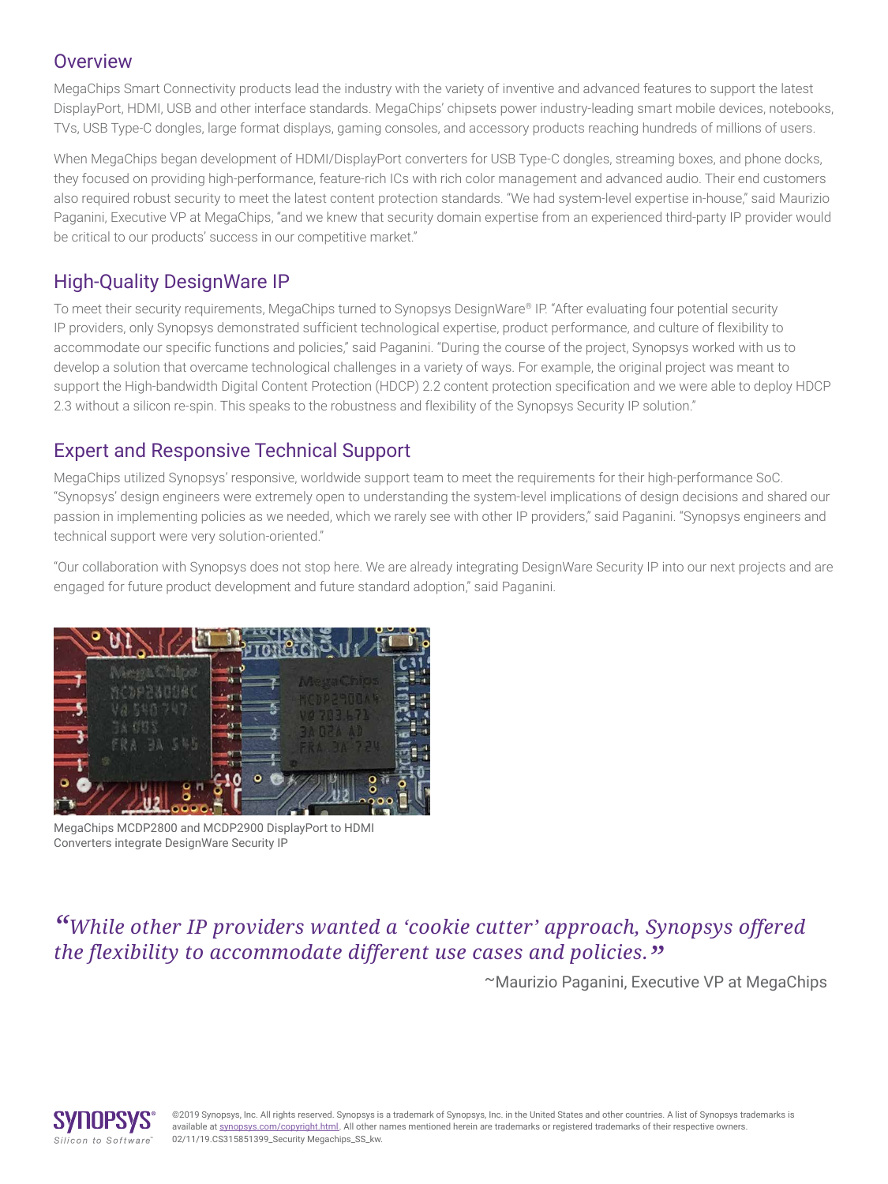## Overview

MegaChips Smart Connectivity products lead the industry with the variety of inventive and advanced features to support the latest DisplayPort, HDMI, USB and other interface standards. MegaChips' chipsets power industry-leading smart mobile devices, notebooks, TVs, USB Type-C dongles, large format displays, gaming consoles, and accessory products reaching hundreds of millions of users.

When MegaChips began development of HDMI/DisplayPort converters for USB Type-C dongles, streaming boxes, and phone docks, they focused on providing high-performance, feature-rich ICs with rich color management and advanced audio. Their end customers also required robust security to meet the latest content protection standards. "We had system-level expertise in-house," said Maurizio Paganini, Executive VP at MegaChips, "and we knew that security domain expertise from an experienced third-party IP provider would be critical to our products' success in our competitive market."

## High-Quality DesignWare IP

To meet their security requirements, MegaChips turned to Synopsys DesignWare® IP. "After evaluating four potential security IP providers, only Synopsys demonstrated sufficient technological expertise, product performance, and culture of flexibility to accommodate our specific functions and policies," said Paganini. "During the course of the project, Synopsys worked with us to develop a solution that overcame technological challenges in a variety of ways. For example, the original project was meant to support the High-bandwidth Digital Content Protection (HDCP) 2.2 content protection specification and we were able to deploy HDCP 2.3 without a silicon re-spin. This speaks to the robustness and flexibility of the Synopsys Security IP solution."

## Expert and Responsive Technical Support

MegaChips utilized Synopsys' responsive, worldwide support team to meet the requirements for their high-performance SoC. "Synopsys' design engineers were extremely open to understanding the system-level implications of design decisions and shared our passion in implementing policies as we needed, which we rarely see with other IP providers," said Paganini. "Synopsys engineers and technical support were very solution-oriented."

"Our collaboration with Synopsys does not stop here. We are already integrating DesignWare Security IP into our next projects and are engaged for future product development and future standard adoption," said Paganini.

MegaChips MCDP2800 and MCDP2900 DisplayPort to HDMI Converters integrate DesignWare Security IP

> *"While other IP providers wanted a 'cookie cutter' approach, Synopsys offered the flexibility to accommodate different use cases and policies."*
>
> ~Maurizio Paganini, Executive VP at MegaChips

©2019 Synopsys, Inc. All rights reserved. Synopsys is a trademark of Synopsys, Inc. in the United States and other countries. A list of Synopsys trademarks is available at synopsys.com/copyright.html. All other names mentioned herein are trademarks or registered trademarks of their respective owners. 02/11/19.CS315851399_Security Megachips_SS_kw.